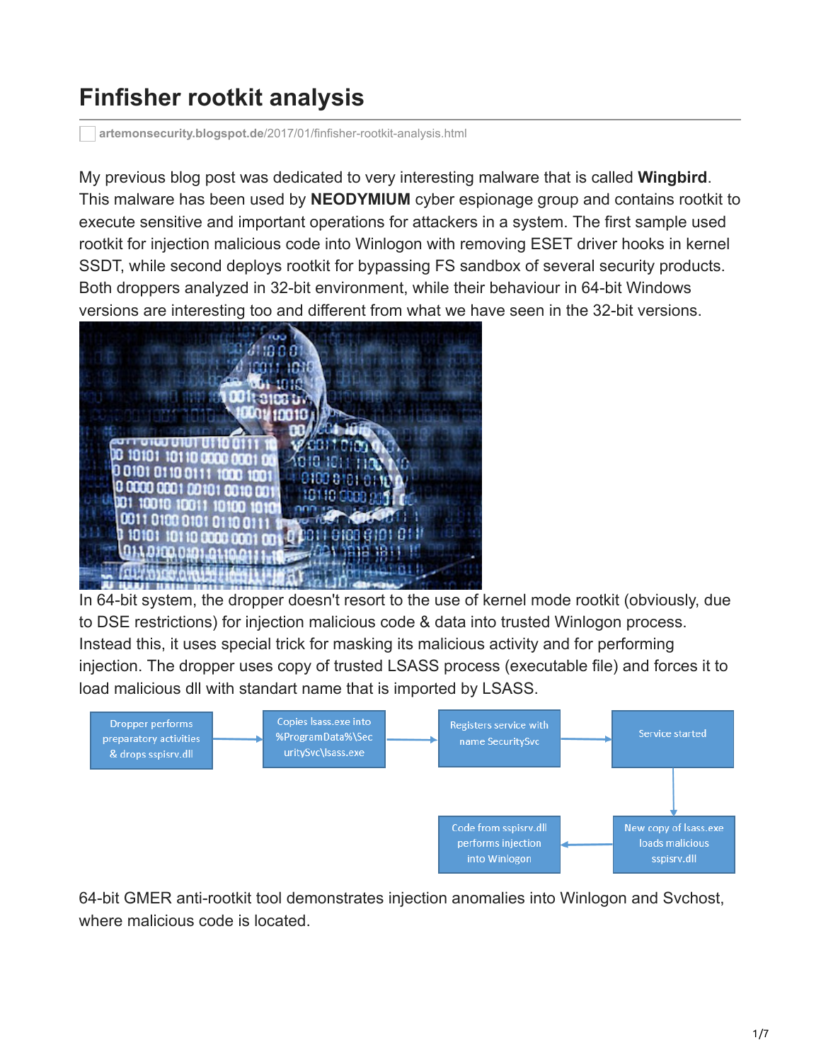# Finfisher rootkit analysis

artemonsecurity.blogspot.de/2017/01/finfisher-rootkit-analysis.html

My previous blog post was dedicated to very interesting malware that is called **Wingbird**. This malware has been used by **NEODYMIUM** cyber espionage group and contains rootkit to execute sensitive and important operations for attackers in a system. The first sample used rootkit for injection malicious code into Winlogon with removing ESET driver hooks in kernel SSDT, while second deploys rootkit for bypassing FS sandbox of several security products. Both droppers analyzed in 32-bit environment, while their behaviour in 64-bit Windows versions are interesting too and different from what we have seen in the 32-bit versions.

In 64-bit system, the dropper doesn't resort to the use of kernel mode rootkit (obviously, due to DSE restrictions) for injection malicious code & data into trusted Winlogon process. Instead this, it uses special trick for masking its malicious activity and for performing injection. The dropper uses copy of trusted LSASS process (executable file) and forces it to load malicious dll with standart name that is imported by LSASS.

Dropper performs preparatory activities & drops sspisrv.dll → Copies lsass.exe into %ProgramData%\SecuritySvc\lsass.exe → Registers service with name SecuritySvc → Service started → New copy of lsass.exe loads malicious sspisrv.dll → Code from sspisrv.dll performs injection into Winlogon

64-bit GMER anti-rootkit tool demonstrates injection anomalies into Winlogon and Svchost, where malicious code is located.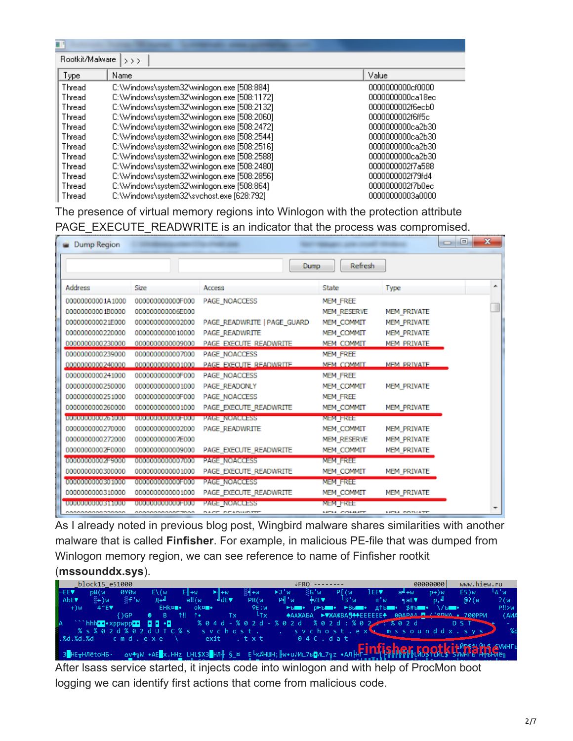| Type | Name | Value |
|---|---|---|
| Thread | C:\Windows\system32\winlogon.exe [508:884] | 0000000000cf0000 |
| Thread | C:\Windows\system32\winlogon.exe [508:1172] | 0000000000ca18ec |
| Thread | C:\Windows\system32\winlogon.exe [508:2132] | 0000000002f6ecb0 |
| Thread | C:\Windows\system32\winlogon.exe [508:2060] | 0000000002f6ff5c |
| Thread | C:\Windows\system32\winlogon.exe [508:2472] | 0000000000ca2b30 |
| Thread | C:\Windows\system32\winlogon.exe [508:2544] | 0000000000ca2b30 |
| Thread | C:\Windows\system32\winlogon.exe [508:2516] | 0000000000ca2b30 |
| Thread | C:\Windows\system32\winlogon.exe [508:2588] | 0000000000ca2b30 |
| Thread | C:\Windows\system32\winlogon.exe [508:2480] | 0000000002f7a588 |
| Thread | C:\Windows\system32\winlogon.exe [508:2856] | 0000000002f79fd4 |
| Thread | C:\Windows\system32\winlogon.exe [508:864] | 0000000002f7b0ec |
| Thread | C:\Windows\system32\svchost.exe [628:792] | 00000000003a0000 |

The presence of virtual memory regions into Winlogon with the protection attribute PAGE_EXECUTE_READWRITE is an indicator that the process was compromised.

| Address | Size | Access | State | Type |
|---|---|---|---|---|
| 00000000001A1000 | 000000000000F000 | PAGE_NOACCESS | MEM_FREE | |
| 00000000001B0000 | 000000000006E000 | | MEM_RESERVE | MEM_PRIVATE |
| 000000000021E000 | 0000000000002000 | PAGE_READWRITE \| PAGE_GUARD | MEM_COMMIT | MEM_PRIVATE |
| 0000000000220000 | 0000000000010000 | PAGE_READWRITE | MEM_COMMIT | MEM_PRIVATE |
| 0000000000230000 | 0000000000009000 | PAGE_EXECUTE_READWRITE | MEM_COMMIT | MEM_PRIVATE |
| 0000000000239000 | 0000000000007000 | PAGE_NOACCESS | MEM_FREE | |
| 0000000000240000 | 0000000000001000 | PAGE_EXECUTE_READWRITE | MEM_COMMIT | MEM_PRIVATE |
| 0000000000241000 | 000000000000F000 | PAGE_NOACCESS | MEM_FREE | |
| 0000000000250000 | 0000000000001000 | PAGE_READONLY | MEM_COMMIT | MEM_PRIVATE |
| 0000000000251000 | 000000000000F000 | PAGE_NOACCESS | MEM_FREE | |
| 0000000000260000 | 0000000000001000 | PAGE_EXECUTE_READWRITE | MEM_COMMIT | MEM_PRIVATE |
| 0000000000261000 | 000000000000F000 | PAGE_NOACCESS | MEM_FREE | |
| 0000000000270000 | 0000000000002000 | PAGE_READWRITE | MEM_COMMIT | MEM_PRIVATE |
| 0000000000272000 | 000000000007E000 | | MEM_RESERVE | MEM_PRIVATE |
| 00000000002F0000 | 0000000000009000 | PAGE_EXECUTE_READWRITE | MEM_COMMIT | MEM_PRIVATE |
| 00000000002F9000 | 0000000000007000 | PAGE_NOACCESS | MEM_FREE | |
| 0000000000300000 | 0000000000001000 | PAGE_EXECUTE_READWRITE | MEM_COMMIT | MEM_PRIVATE |
| 0000000000301000 | 000000000000F000 | PAGE_NOACCESS | MEM_FREE | |
| 0000000000310000 | 0000000000001000 | PAGE_EXECUTE_READWRITE | MEM_COMMIT | MEM_PRIVATE |
| 0000000000311000 | 000000000000F000 | PAGE_NOACCESS | MEM_FREE | |

As I already noted in previous blog post, Wingbird malware shares similarities with another malware that is called **Finfisher**. For example, in malicious PE-file that was dumped from Winlogon memory region, we can see reference to name of Finfisher rootkit (**mssounddx.sys**).

```
%04d-%02d-%02d %02d:%02d:%02d
%s%02d%02dUTC%s  svchost.  svchost.exe  mssounddx.sys
%d.%d.%d  cmd.exe  \  exit  .txt  04C.dat
```

Finfisher rootkit name

After lsass service started, it injects code into winlogon and with help of ProcMon boot logging we can identify first actions that come from malicious code.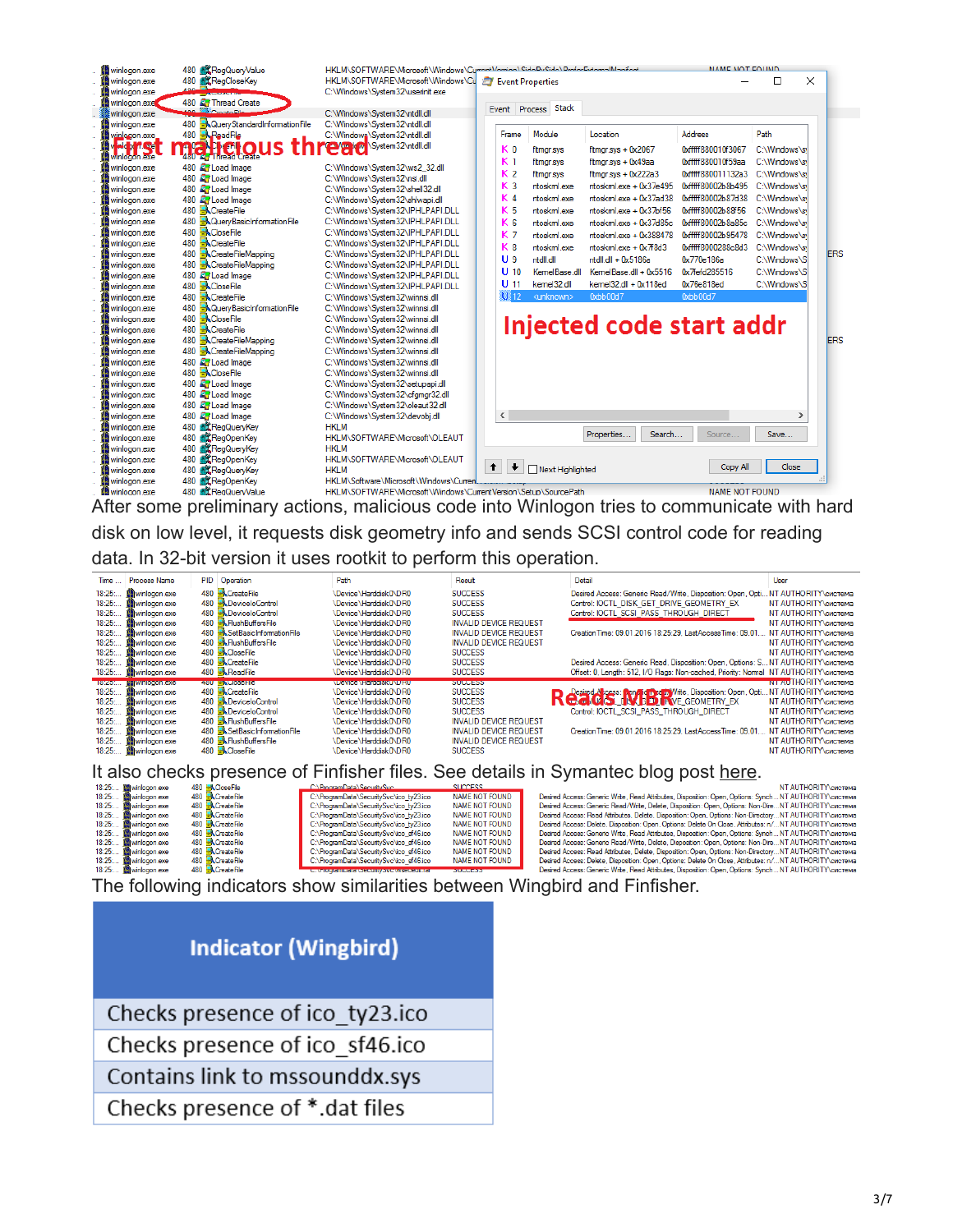After some preliminary actions, malicious code into Winlogon tries to communicate with hard disk on low level, it requests disk geometry info and sends SCSI control code for reading data. In 32-bit version it uses rootkit to perform this operation.

It also checks presence of Finfisher files. See details in Symantec blog post here.

The following indicators show similarities between Wingbird and Finfisher.

| Indicator (Wingbird) |
| --- |
| Checks presence of ico_ty23.ico |
| Checks presence of ico_sf46.ico |
| Contains link to mssounddx.sys |
| Checks presence of *.dat files |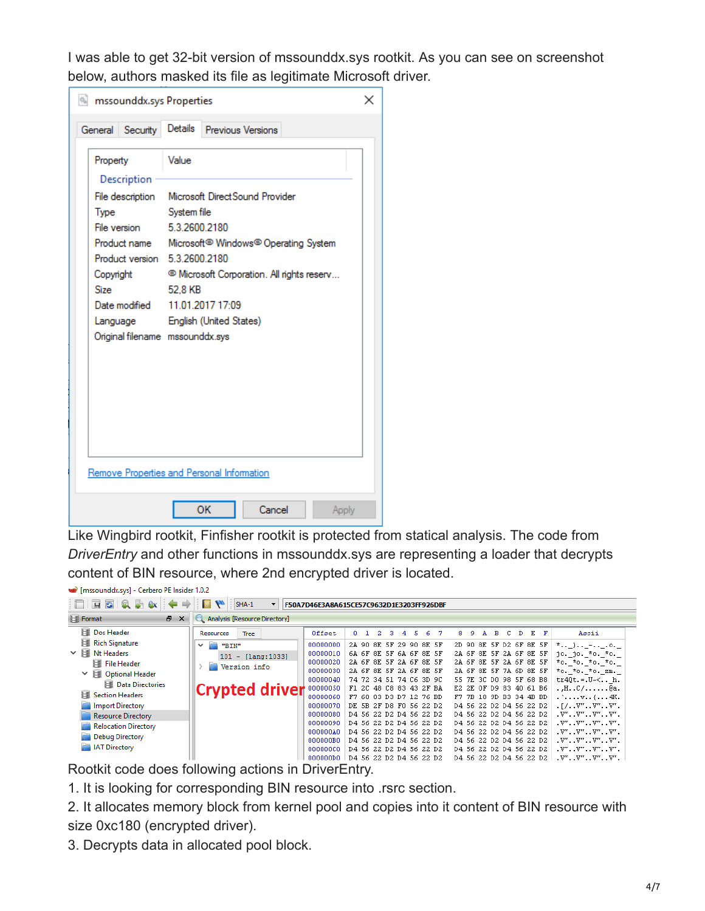I was able to get 32-bit version of mssounddx.sys rootkit. As you can see on screenshot below, authors masked its file as legitimate Microsoft driver.

Like Wingbird rootkit, Finfisher rootkit is protected from statical analysis. The code from *DriverEntry* and other functions in mssounddx.sys are representing a loader that decrypts content of BIN resource, where 2nd encrypted driver is located.

Rootkit code does following actions in DriverEntry.

1. It is looking for corresponding BIN resource into .rsrc section.
2. It allocates memory block from kernel pool and copies into it content of BIN resource with size 0xc180 (encrypted driver).
3. Decrypts data in allocated pool block.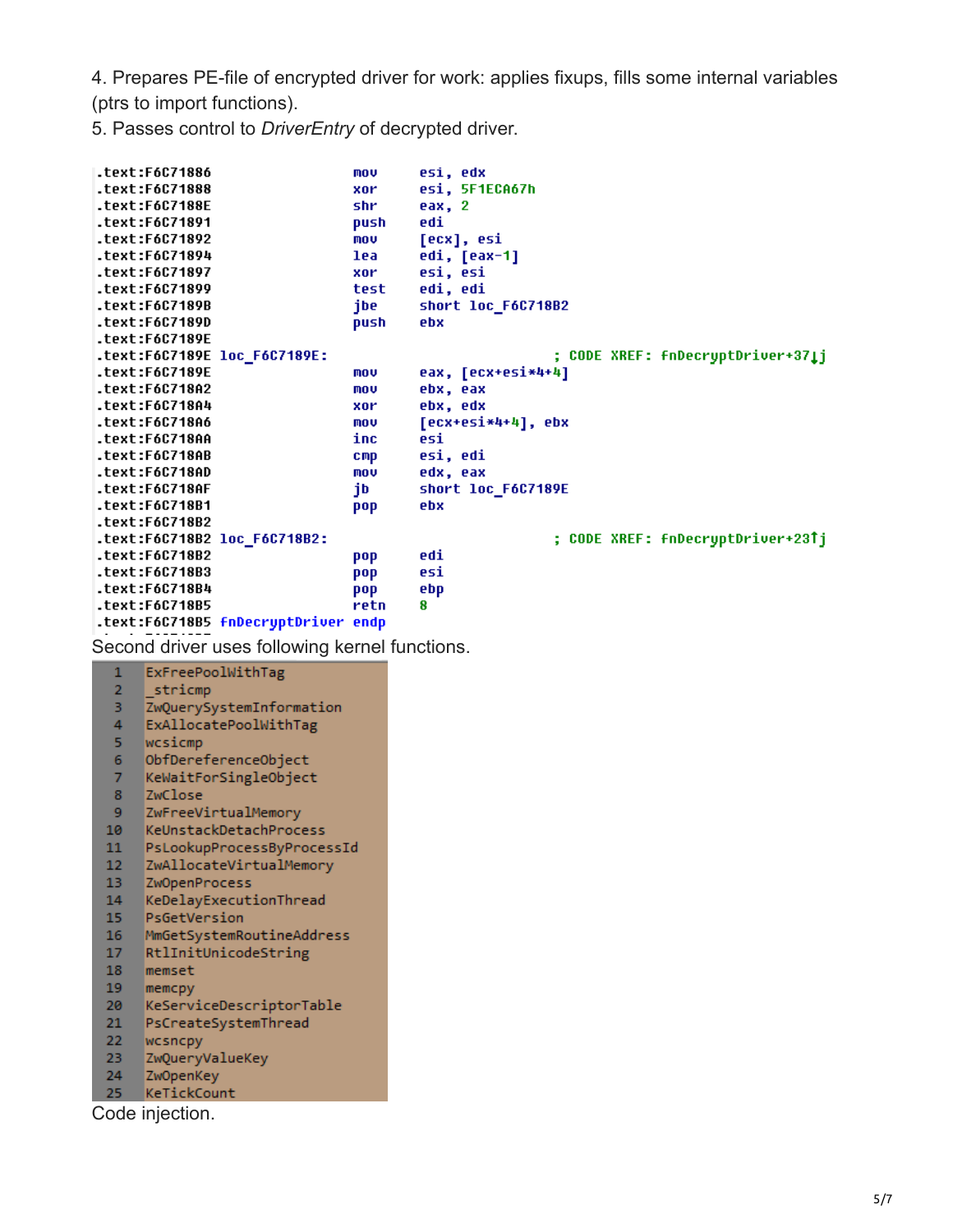4. Prepares PE-file of encrypted driver for work: applies fixups, fills some internal variables (ptrs to import functions).
5. Passes control to *DriverEntry* of decrypted driver.

```
.text:F6C71886                 mov     esi, edx
.text:F6C71888                 xor     esi, 5F1ECA67h
.text:F6C7188E                 shr     eax, 2
.text:F6C71891                 push    edi
.text:F6C71892                 mov     [ecx], esi
.text:F6C71894                 lea     edi, [eax-1]
.text:F6C71897                 xor     esi, esi
.text:F6C71899                 test    edi, edi
.text:F6C7189B                 jbe     short loc_F6C718B2
.text:F6C7189D                 push    ebx
.text:F6C7189E
.text:F6C7189E loc_F6C7189E:                           ; CODE XREF: fnDecryptDriver+37↓j
.text:F6C7189E                 mov     eax, [ecx+esi*4+4]
.text:F6C718A2                 mov     ebx, eax
.text:F6C718A4                 xor     ebx, edx
.text:F6C718A6                 mov     [ecx+esi*4+4], ebx
.text:F6C718AA                 inc     esi
.text:F6C718AB                 cmp     esi, edi
.text:F6C718AD                 mov     edx, eax
.text:F6C718AF                 jb      short loc_F6C7189E
.text:F6C718B1                 pop     ebx
.text:F6C718B2
.text:F6C718B2 loc_F6C718B2:                           ; CODE XREF: fnDecryptDriver+23↑j
.text:F6C718B2                 pop     edi
.text:F6C718B3                 pop     esi
.text:F6C718B4                 pop     ebp
.text:F6C718B5                 retn    8
.text:F6C718B5 fnDecryptDriver endp
```

Second driver uses following kernel functions.

```
1   ExFreePoolWithTag
2   _stricmp
3   ZwQuerySystemInformation
4   ExAllocatePoolWithTag
5   wcsicmp
6   ObfDereferenceObject
7   KeWaitForSingleObject
8   ZwClose
9   ZwFreeVirtualMemory
10  KeUnstackDetachProcess
11  PsLookupProcessByProcessId
12  ZwAllocateVirtualMemory
13  ZwOpenProcess
14  KeDelayExecutionThread
15  PsGetVersion
16  MmGetSystemRoutineAddress
17  RtlInitUnicodeString
18  memset
19  memcpy
20  KeServiceDescriptorTable
21  PsCreateSystemThread
22  wcsncpy
23  ZwQueryValueKey
24  ZwOpenKey
25  KeTickCount
```

Code injection.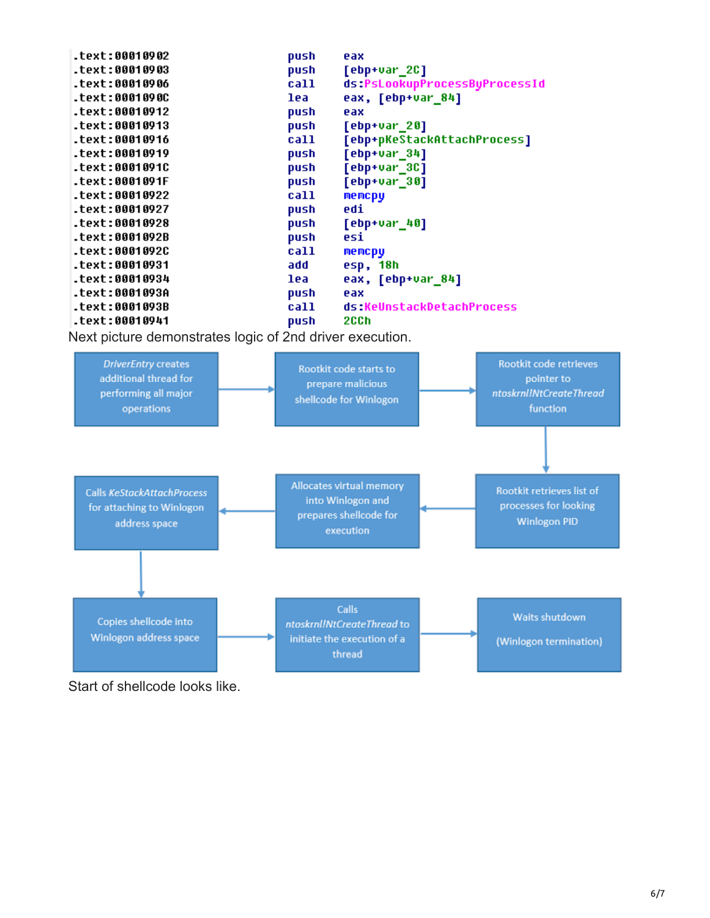```
.text:00010902                 push    eax
.text:00010903                 push    [ebp+var_2C]
.text:00010906                 call    ds:PsLookupProcessByProcessId
.text:0001090C                 lea     eax, [ebp+var_84]
.text:00010912                 push    eax
.text:00010913                 push    [ebp+var_20]
.text:00010916                 call    [ebp+pKeStackAttachProcess]
.text:00010919                 push    [ebp+var_34]
.text:0001091C                 push    [ebp+var_3C]
.text:0001091F                 push    [ebp+var_30]
.text:00010922                 call    memcpy
.text:00010927                 push    edi
.text:00010928                 push    [ebp+var_40]
.text:0001092B                 push    esi
.text:0001092C                 call    memcpy
.text:00010931                 add     esp, 18h
.text:00010934                 lea     eax, [ebp+var_84]
.text:0001093A                 push    eax
.text:0001093B                 call    ds:KeUnstackDetachProcess
.text:00010941                 push    2CCh
```

Next picture demonstrates logic of 2nd driver execution.

*DriverEntry* creates additional thread for performing all major operations → Rootkit code starts to prepare malicious shellcode for Winlogon → Rootkit code retrieves pointer to *ntoskrnl!NtCreateThread* function → Rootkit retrieves list of processes for looking Winlogon PID → Allocates virtual memory into Winlogon and prepares shellcode for execution → Calls *KeStackAttachProcess* for attaching to Winlogon address space → Copies shellcode into Winlogon address space → Calls *ntoskrnl!NtCreateThread* to initiate the execution of a thread → Waits shutdown (Winlogon termination)

Start of shellcode looks like.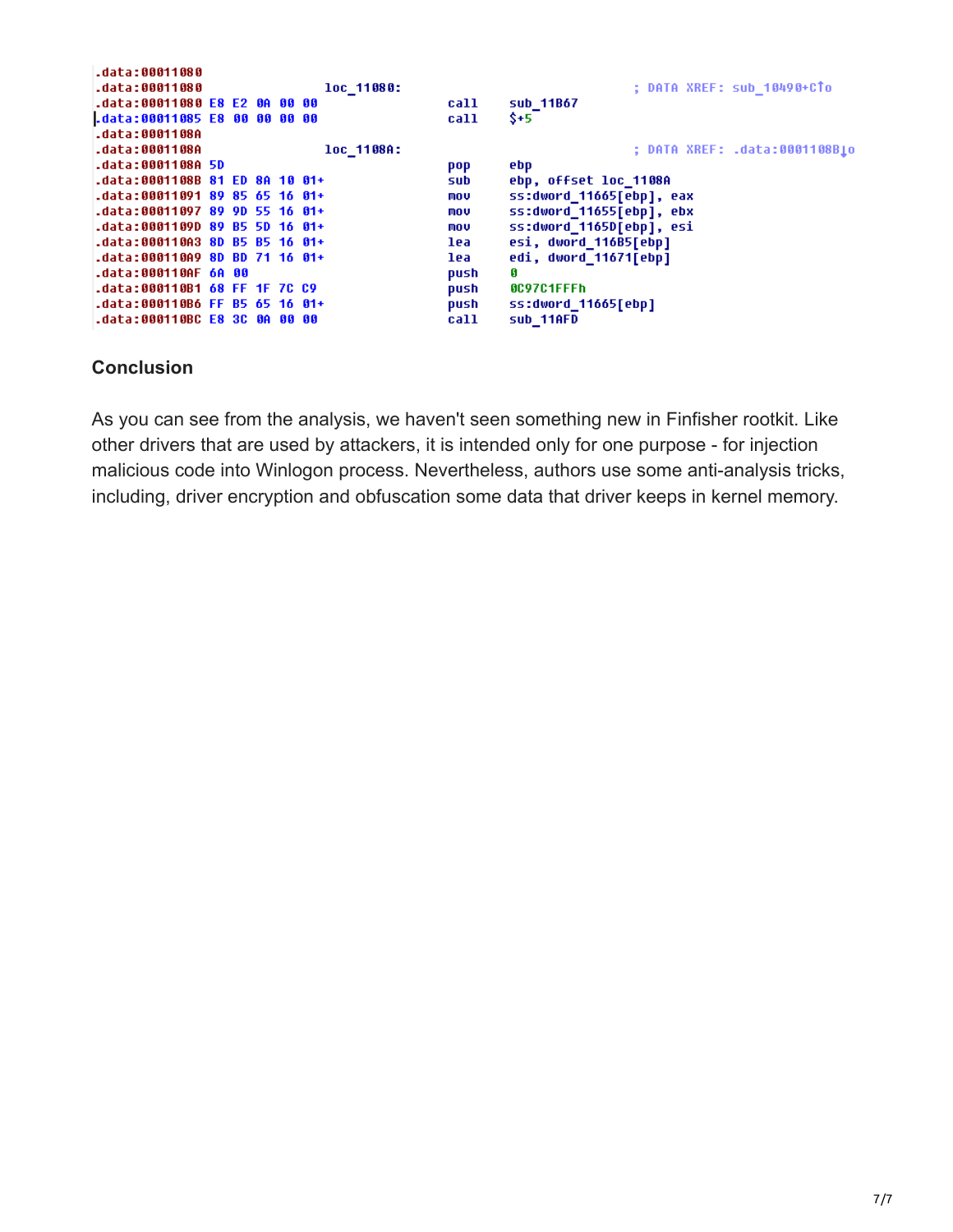```
.data:00011080
.data:00011080                 loc_11080:                              ; DATA XREF: sub_10490+C↑o
.data:00011080 E8 E2 0A 00 00          call    sub_11B67
.data:00011085 E8 00 00 00 00          call    $+5
.data:0001108A
.data:0001108A                 loc_1108A:                              ; DATA XREF: .data:0001108B↓o
.data:0001108A 5D                      pop     ebp
.data:0001108B 81 ED 8A 10 01+         sub     ebp, offset loc_1108A
.data:00011091 89 85 65 16 01+         mov     ss:dword_11665[ebp], eax
.data:00011097 89 9D 55 16 01+         mov     ss:dword_11655[ebp], ebx
.data:0001109D 89 B5 5D 16 01+         mov     ss:dword_1165D[ebp], esi
.data:000110A3 8D B5 B5 16 01+         lea     esi, dword_116B5[ebp]
.data:000110A9 8D BD 71 16 01+         lea     edi, dword_11671[ebp]
.data:000110AF 6A 00                   push    0
.data:000110B1 68 FF 1F 7C C9          push    0C97C1FFFh
.data:000110B6 FF B5 65 16 01+         push    ss:dword_11665[ebp]
.data:000110BC E8 3C 0A 00 00          call    sub_11AFD
```

## Conclusion

As you can see from the analysis, we haven't seen something new in Finfisher rootkit. Like other drivers that are used by attackers, it is intended only for one purpose - for injection malicious code into Winlogon process. Nevertheless, authors use some anti-analysis tricks, including, driver encryption and obfuscation some data that driver keeps in kernel memory.